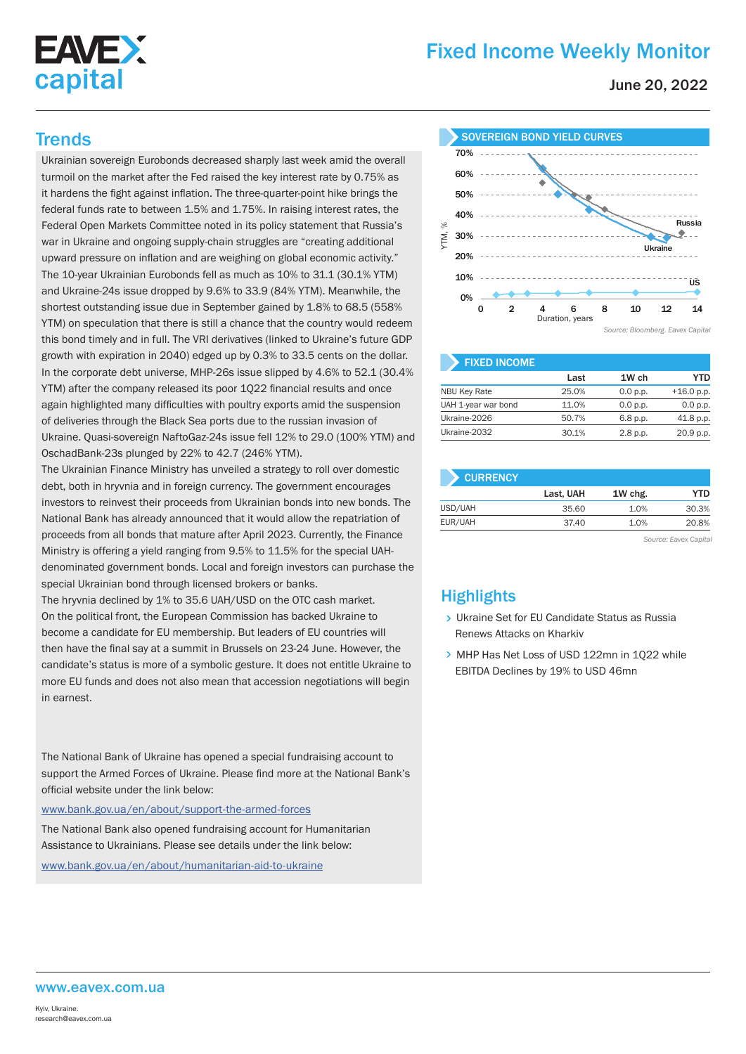# Fixed Income Weekly Monitor

June 20, 2022

## Trends

Ukrainian sovereign Eurobonds decreased sharply last week amid the overall turmoil on the market after the Fed raised the key interest rate by 0.75% as it hardens the fight against inflation. The three-quarter-point hike brings the federal funds rate to between 1.5% and 1.75%. In raising interest rates, the Federal Open Markets Committee noted in its policy statement that Russia's war in Ukraine and ongoing supply-chain struggles are "creating additional upward pressure on inflation and are weighing on global economic activity." The 10-year Ukrainian Eurobonds fell as much as 10% to 31.1 (30.1% YTM) and Ukraine-24s issue dropped by 9.6% to 33.9 (84% YTM). Meanwhile, the shortest outstanding issue due in September gained by 1.8% to 68.5 (558% YTM) on speculation that there is still a chance that the country would redeem this bond timely and in full. The VRI derivatives (linked to Ukraine's future GDP growth with expiration in 2040) edged up by 0.3% to 33.5 cents on the dollar. In the corporate debt universe, MHP-26s issue slipped by 4.6% to 52.1 (30.4% YTM) after the company released its poor 1Q22 financial results and once again highlighted many difficulties with poultry exports amid the suspension of deliveries through the Black Sea ports due to the russian invasion of Ukraine. Quasi-sovereign NaftoGaz-24s issue fell 12% to 29.0 (100% YTM) and OschadBank-23s plunged by 22% to 42.7 (246% YTM).

The Ukrainian Finance Ministry has unveiled a strategy to roll over domestic debt, both in hryvnia and in foreign currency. The government encourages investors to reinvest their proceeds from Ukrainian bonds into new bonds. The National Bank has already announced that it would allow the repatriation of proceeds from all bonds that mature after April 2023. Currently, the Finance Ministry is offering a yield ranging from 9.5% to 11.5% for the special UAH-denominated government bonds. Local and foreign investors can purchase the special Ukrainian bond through licensed brokers or banks.

The hryvnia declined by 1% to 35.6 UAH/USD on the OTC cash market.

On the political front, the European Commission has backed Ukraine to become a candidate for EU membership. But leaders of EU countries will then have the final say at a summit in Brussels on 23-24 June. However, the candidate's status is more of a symbolic gesture. It does not entitle Ukraine to more EU funds and does not also mean that accession negotiations will begin in earnest.

The National Bank of Ukraine has opened a special fundraising account to support the Armed Forces of Ukraine. Please find more at the National Bank's official website under the link below:

www.bank.gov.ua/en/about/support-the-armed-forces

The National Bank also opened fundraising account for Humanitarian Assistance to Ukrainians. Please see details under the link below:

www.bank.gov.ua/en/about/humanitarian-aid-to-ukraine

### SOVEREIGN BOND YIELD CURVES

*Source: Bloomberg. Eavex Capital*

### FIXED INCOME

| | Last | 1W ch | YTD |
|---|---|---|---|
| NBU Key Rate | 25.0% | 0.0 p.p. | +16.0 p.p. |
| UAH 1-year war bond | 11.0% | 0.0 p.p. | 0.0 p.p. |
| Ukraine-2026 | 50.7% | 6.8 p.p. | 41.8 p.p. |
| Ukraine-2032 | 30.1% | 2.8 p.p. | 20.9 p.p. |

### CURRENCY

| | Last, UAH | 1W chg. | YTD |
|---|---|---|---|
| USD/UAH | 35.60 | 1.0% | 30.3% |
| EUR/UAH | 37.40 | 1.0% | 20.8% |

*Source: Eavex Capital*

## Highlights

- Ukraine Set for EU Candidate Status as Russia Renews Attacks on Kharkiv
- MHP Has Net Loss of USD 122mn in 1Q22 while EBITDA Declines by 19% to USD 46mn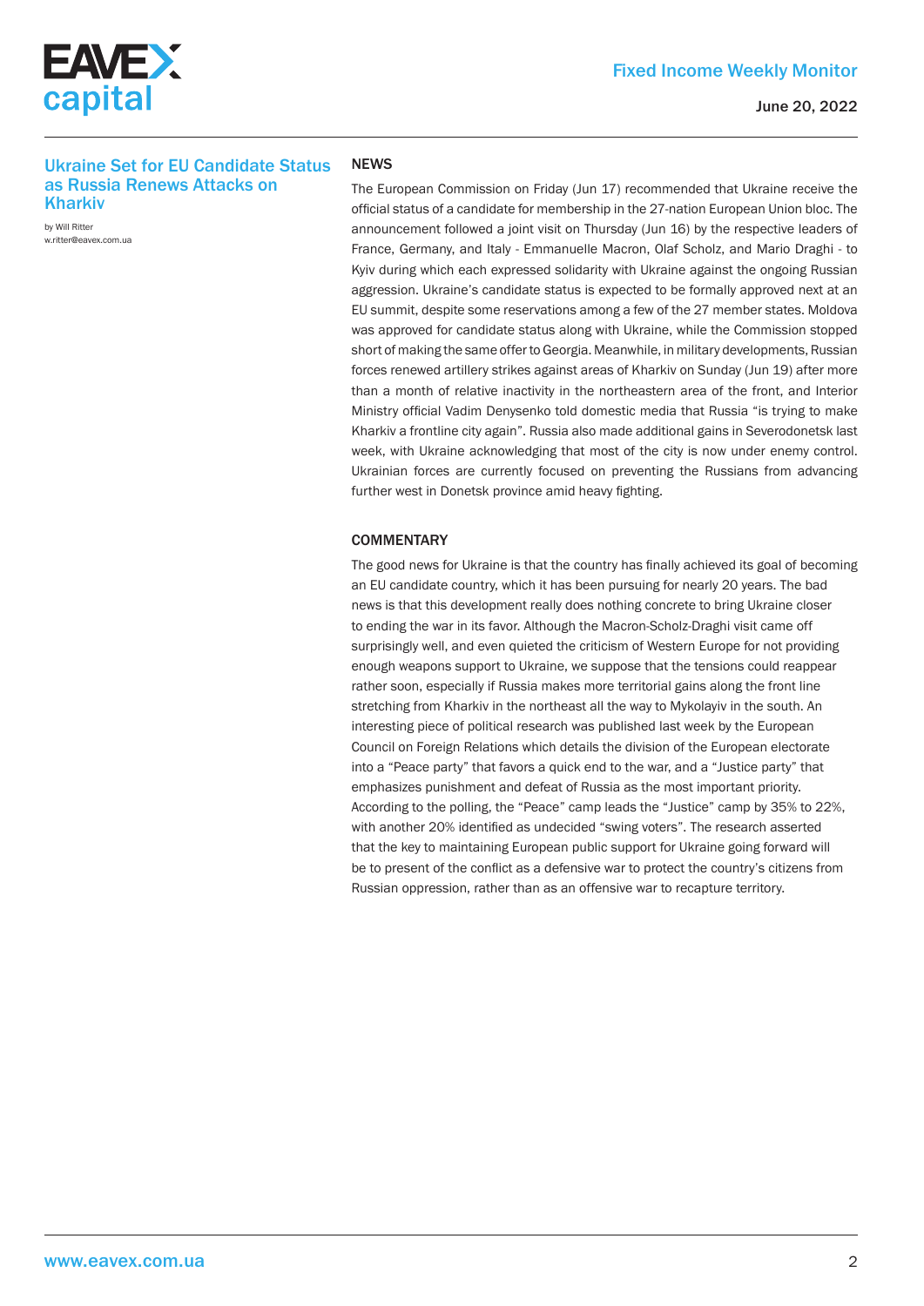## Ukraine Set for EU Candidate Status as Russia Renews Attacks on Kharkiv

by Will Ritter
w.ritter@eavex.com.ua

### NEWS

The European Commission on Friday (Jun 17) recommended that Ukraine receive the official status of a candidate for membership in the 27-nation European Union bloc. The announcement followed a joint visit on Thursday (Jun 16) by the respective leaders of France, Germany, and Italy - Emmanuelle Macron, Olaf Scholz, and Mario Draghi - to Kyiv during which each expressed solidarity with Ukraine against the ongoing Russian aggression. Ukraine's candidate status is expected to be formally approved next at an EU summit, despite some reservations among a few of the 27 member states. Moldova was approved for candidate status along with Ukraine, while the Commission stopped short of making the same offer to Georgia. Meanwhile, in military developments, Russian forces renewed artillery strikes against areas of Kharkiv on Sunday (Jun 19) after more than a month of relative inactivity in the northeastern area of the front, and Interior Ministry official Vadim Denysenko told domestic media that Russia "is trying to make Kharkiv a frontline city again". Russia also made additional gains in Severodonetsk last week, with Ukraine acknowledging that most of the city is now under enemy control. Ukrainian forces are currently focused on preventing the Russians from advancing further west in Donetsk province amid heavy fighting.

### COMMENTARY

The good news for Ukraine is that the country has finally achieved its goal of becoming an EU candidate country, which it has been pursuing for nearly 20 years. The bad news is that this development really does nothing concrete to bring Ukraine closer to ending the war in its favor. Although the Macron-Scholz-Draghi visit came off surprisingly well, and even quieted the criticism of Western Europe for not providing enough weapons support to Ukraine, we suppose that the tensions could reappear rather soon, especially if Russia makes more territorial gains along the front line stretching from Kharkiv in the northeast all the way to Mykolayiv in the south. An interesting piece of political research was published last week by the European Council on Foreign Relations which details the division of the European electorate into a "Peace party" that favors a quick end to the war, and a "Justice party" that emphasizes punishment and defeat of Russia as the most important priority. According to the polling, the "Peace" camp leads the "Justice" camp by 35% to 22%, with another 20% identified as undecided "swing voters". The research asserted that the key to maintaining European public support for Ukraine going forward will be to present of the conflict as a defensive war to protect the country's citizens from Russian oppression, rather than as an offensive war to recapture territory.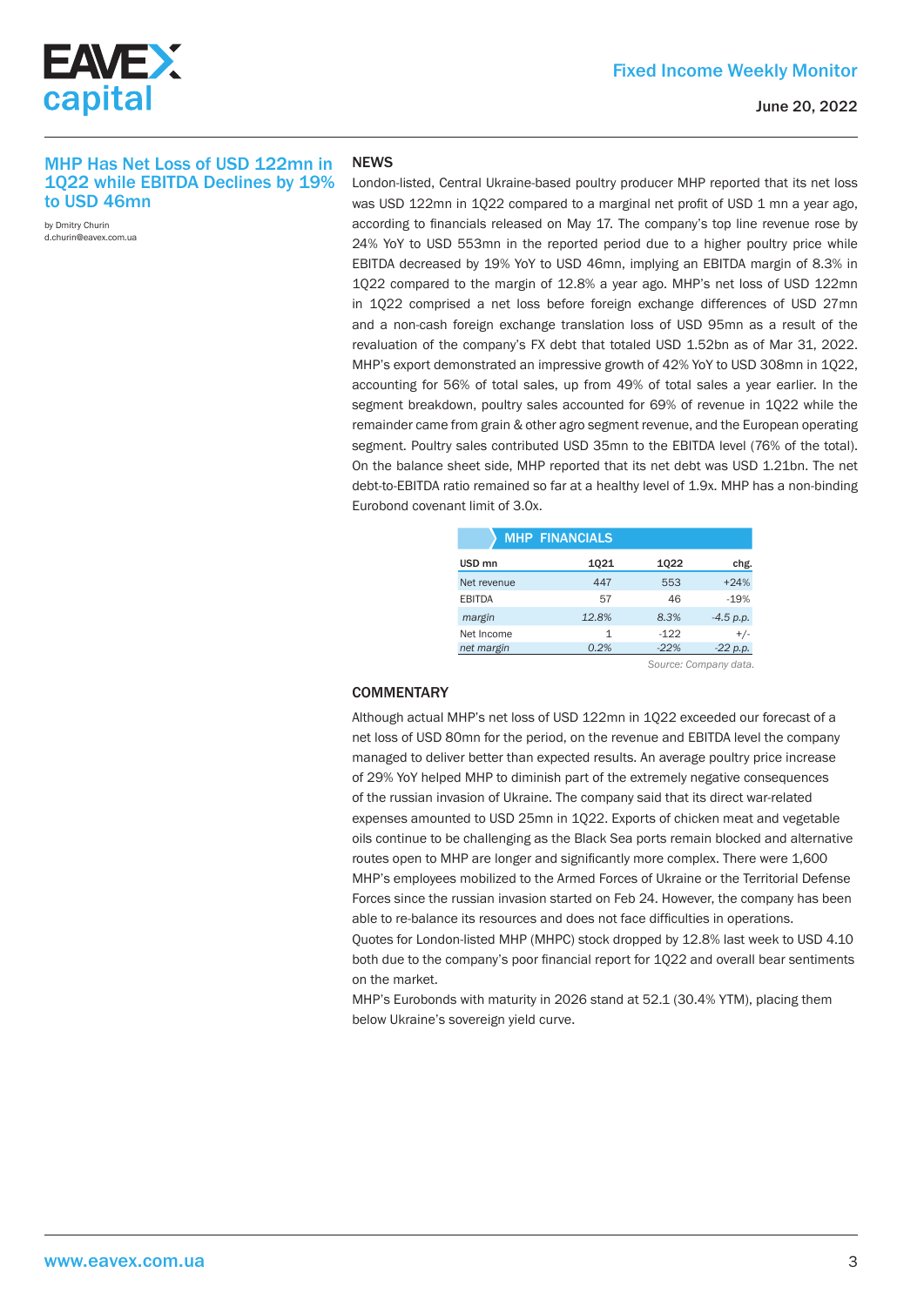## MHP Has Net Loss of USD 122mn in 1Q22 while EBITDA Declines by 19% to USD 46mn

by Dmitry Churin
d.churin@eavex.com.ua

### NEWS

London-listed, Central Ukraine-based poultry producer MHP reported that its net loss was USD 122mn in 1Q22 compared to a marginal net profit of USD 1 mn a year ago, according to financials released on May 17. The company's top line revenue rose by 24% YoY to USD 553mn in the reported period due to a higher poultry price while EBITDA decreased by 19% YoY to USD 46mn, implying an EBITDA margin of 8.3% in 1Q22 compared to the margin of 12.8% a year ago. MHP's net loss of USD 122mn in 1Q22 comprised a net loss before foreign exchange differences of USD 27mn and a non-cash foreign exchange translation loss of USD 95mn as a result of the revaluation of the company's FX debt that totaled USD 1.52bn as of Mar 31, 2022. MHP's export demonstrated an impressive growth of 42% YoY to USD 308mn in 1Q22, accounting for 56% of total sales, up from 49% of total sales a year earlier. In the segment breakdown, poultry sales accounted for 69% of revenue in 1Q22 while the remainder came from grain & other agro segment revenue, and the European operating segment. Poultry sales contributed USD 35mn to the EBITDA level (76% of the total). On the balance sheet side, MHP reported that its net debt was USD 1.21bn. The net debt-to-EBITDA ratio remained so far at a healthy level of 1.9x. MHP has a non-binding Eurobond covenant limit of 3.0x.

**MHP FINANCIALS**

| USD mn | 1Q21 | 1Q22 | chg. |
|---|---|---|---|
| Net revenue | 447 | 553 | +24% |
| EBITDA | 57 | 46 | -19% |
| *margin* | *12.8%* | *8.3%* | *-4.5 p.p.* |
| Net Income | 1 | -122 | +/- |
| *net margin* | *0.2%* | *-22%* | *-22 p.p.* |

*Source: Company data.*

### COMMENTARY

Although actual MHP's net loss of USD 122mn in 1Q22 exceeded our forecast of a net loss of USD 80mn for the period, on the revenue and EBITDA level the company managed to deliver better than expected results. An average poultry price increase of 29% YoY helped MHP to diminish part of the extremely negative consequences of the russian invasion of Ukraine. The company said that its direct war-related expenses amounted to USD 25mn in 1Q22. Exports of chicken meat and vegetable oils continue to be challenging as the Black Sea ports remain blocked and alternative routes open to MHP are longer and significantly more complex. There were 1,600 MHP's employees mobilized to the Armed Forces of Ukraine or the Territorial Defense Forces since the russian invasion started on Feb 24. However, the company has been able to re-balance its resources and does not face difficulties in operations.

Quotes for London-listed MHP (MHPC) stock dropped by 12.8% last week to USD 4.10 both due to the company's poor financial report for 1Q22 and overall bear sentiments on the market.

MHP's Eurobonds with maturity in 2026 stand at 52.1 (30.4% YTM), placing them below Ukraine's sovereign yield curve.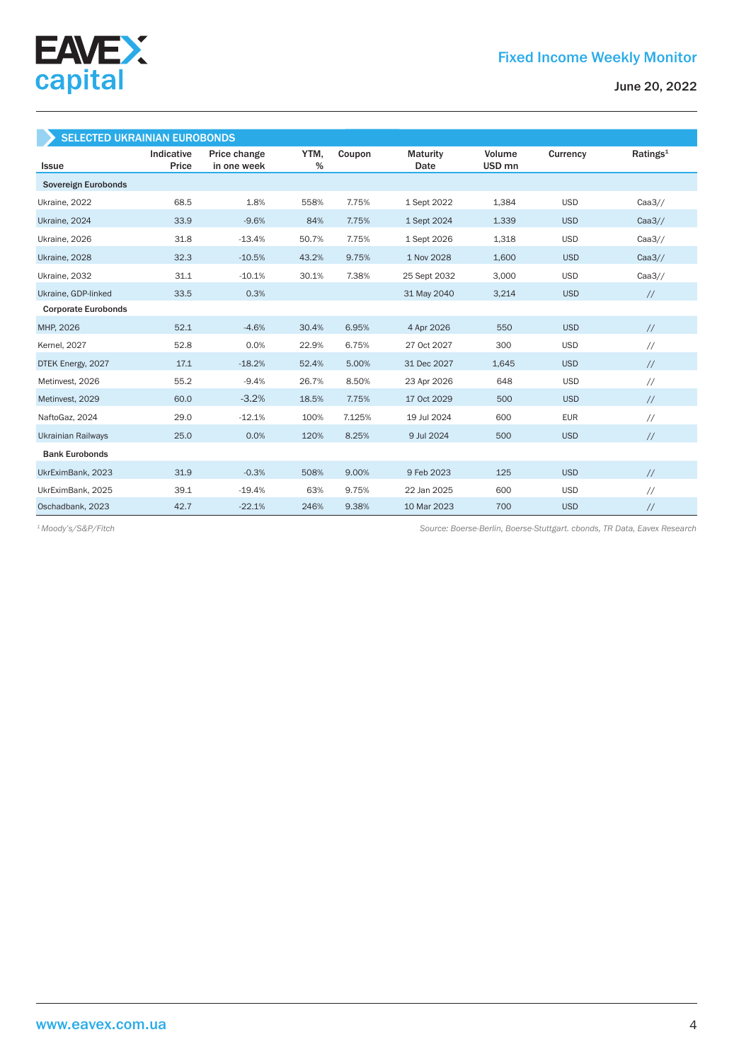## SELECTED UKRAINIAN EUROBONDS

| Issue | Indicative Price | Price change in one week | YTM, % | Coupon | Maturity Date | Volume USD mn | Currency | Ratings[1] |
|---|---|---|---|---|---|---|---|---|
| **Sovereign Eurobonds** | | | | | | | | |
| Ukraine, 2022 | 68.5 | 1.8% | 558% | 7.75% | 1 Sept 2022 | 1,384 | USD | Caa3// |
| Ukraine, 2024 | 33.9 | -9.6% | 84% | 7.75% | 1 Sept 2024 | 1.339 | USD | Caa3// |
| Ukraine, 2026 | 31.8 | -13.4% | 50.7% | 7.75% | 1 Sept 2026 | 1,318 | USD | Caa3// |
| Ukraine, 2028 | 32.3 | -10.5% | 43.2% | 9.75% | 1 Nov 2028 | 1,600 | USD | Caa3// |
| Ukraine, 2032 | 31.1 | -10.1% | 30.1% | 7.38% | 25 Sept 2032 | 3,000 | USD | Caa3// |
| Ukraine, GDP-linked | 33.5 | 0.3% | | | 31 May 2040 | 3,214 | USD | // |
| **Corporate Eurobonds** | | | | | | | | |
| MHP, 2026 | 52.1 | -4.6% | 30.4% | 6.95% | 4 Apr 2026 | 550 | USD | // |
| Kernel, 2027 | 52.8 | 0.0% | 22.9% | 6.75% | 27 Oct 2027 | 300 | USD | // |
| DTEK Energy, 2027 | 17.1 | -18.2% | 52.4% | 5.00% | 31 Dec 2027 | 1,645 | USD | // |
| Metinvest, 2026 | 55.2 | -9.4% | 26.7% | 8.50% | 23 Apr 2026 | 648 | USD | // |
| Metinvest, 2029 | 60.0 | -3.2% | 18.5% | 7.75% | 17 Oct 2029 | 500 | USD | // |
| NaftoGaz, 2024 | 29.0 | -12.1% | 100% | 7.125% | 19 Jul 2024 | 600 | EUR | // |
| Ukrainian Railways | 25.0 | 0.0% | 120% | 8.25% | 9 Jul 2024 | 500 | USD | // |
| **Bank Eurobonds** | | | | | | | | |
| UkrEximBank, 2023 | 31.9 | -0.3% | 508% | 9.00% | 9 Feb 2023 | 125 | USD | // |
| UkrEximBank, 2025 | 39.1 | -19.4% | 63% | 9.75% | 22 Jan 2025 | 600 | USD | // |
| Oschadbank, 2023 | 42.7 | -22.1% | 246% | 9.38% | 10 Mar 2023 | 700 | USD | // |

*[1] Moody's/S&P/Fitch*

*Source: Boerse-Berlin, Boerse-Stuttgart. cbonds, TR Data, Eavex Research*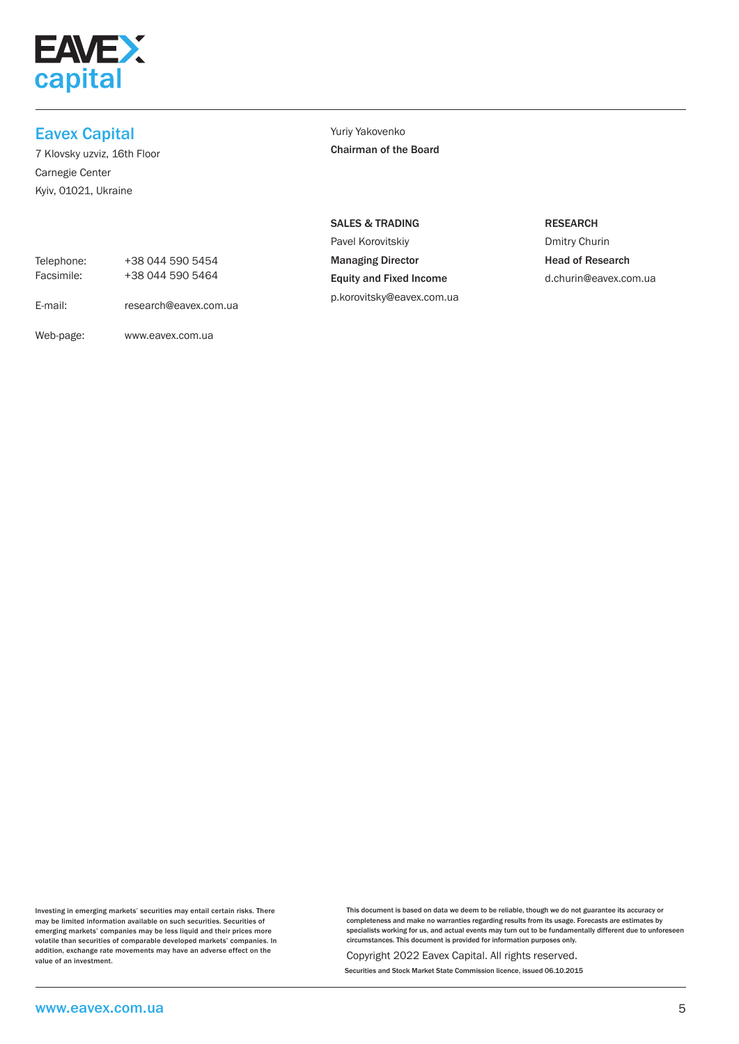EAVEX capital

## Eavex Capital

7 Klovsky uzviz, 16th Floor
Carnegie Center
Kyiv, 01021, Ukraine

Telephone: +38 044 590 5454
Facsimile: +38 044 590 5464

E-mail: research@eavex.com.ua

Web-page: www.eavex.com.ua

Yuriy Yakovenko
**Chairman of the Board**

**SALES & TRADING**
Pavel Korovitskiy
**Managing Director**
**Equity and Fixed Income**
p.korovitsky@eavex.com.ua

**RESEARCH**
Dmitry Churin
**Head of Research**
d.churin@eavex.com.ua

Investing in emerging markets' securities may entail certain risks. There may be limited information available on such securities. Securities of emerging markets' companies may be less liquid and their prices more volatile than securities of comparable developed markets' companies. In addition, exchange rate movements may have an adverse effect on the value of an investment.

This document is based on data we deem to be reliable, though we do not guarantee its accuracy or completeness and make no warranties regarding results from its usage. Forecasts are estimates by specialists working for us, and actual events may turn out to be fundamentally different due to unforeseen circumstances. This document is provided for information purposes only.

Copyright 2022 Eavex Capital. All rights reserved.

Securities and Stock Market State Commission licence, issued 06.10.2015